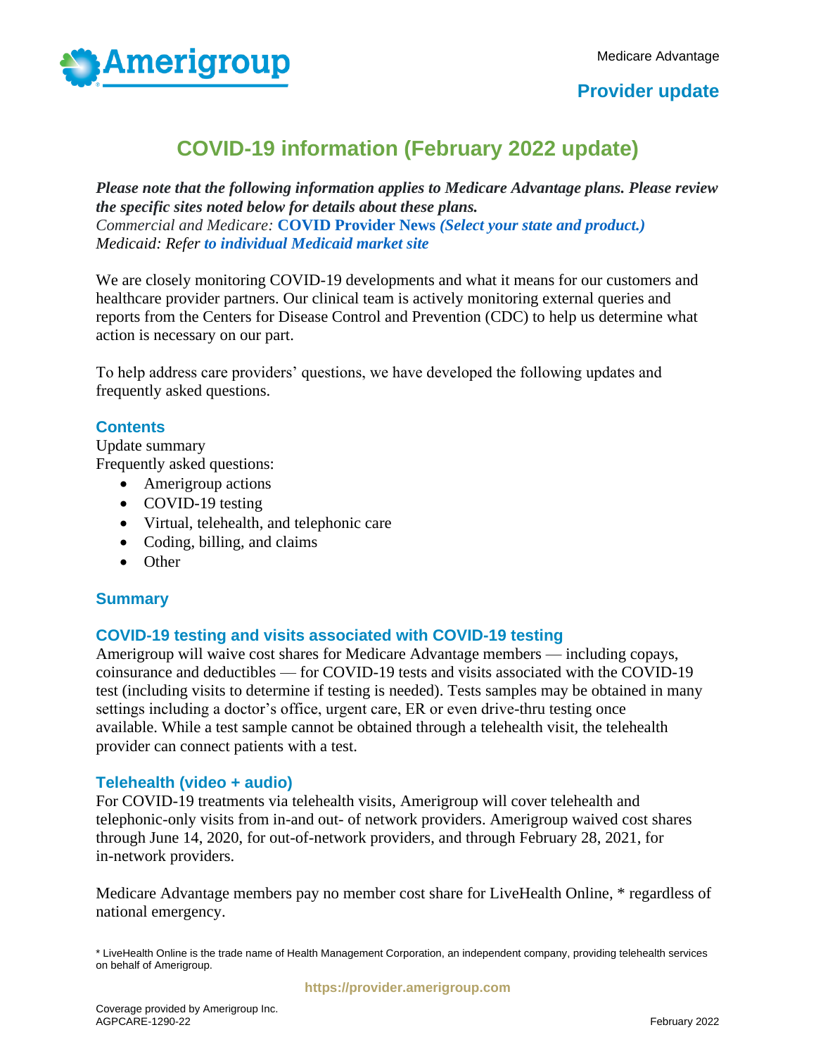Medicare Advantage

**Provider update**

# COVID-19 information (February 2022 update)

***Please note that the following information applies to Medicare Advantage plans. Please review the specific sites noted below for details about these plans.***
*Commercial and Medicare:* **COVID Provider News** ***(Select your state and product.)***
*Medicaid: Refer* ***to individual Medicaid market site***

We are closely monitoring COVID-19 developments and what it means for our customers and healthcare provider partners. Our clinical team is actively monitoring external queries and reports from the Centers for Disease Control and Prevention (CDC) to help us determine what action is necessary on our part.

To help address care providers' questions, we have developed the following updates and frequently asked questions.

## Contents

Update summary
Frequently asked questions:

- Amerigroup actions
- COVID-19 testing
- Virtual, telehealth, and telephonic care
- Coding, billing, and claims
- Other

## Summary

### COVID-19 testing and visits associated with COVID-19 testing

Amerigroup will waive cost shares for Medicare Advantage members — including copays, coinsurance and deductibles — for COVID-19 tests and visits associated with the COVID-19 test (including visits to determine if testing is needed). Tests samples may be obtained in many settings including a doctor's office, urgent care, ER or even drive-thru testing once available. While a test sample cannot be obtained through a telehealth visit, the telehealth provider can connect patients with a test.

### Telehealth (video + audio)

For COVID-19 treatments via telehealth visits, Amerigroup will cover telehealth and telephonic-only visits from in-and out- of network providers. Amerigroup waived cost shares through June 14, 2020, for out-of-network providers, and through February 28, 2021, for in-network providers.

Medicare Advantage members pay no member cost share for LiveHealth Online, * regardless of national emergency.

* LiveHealth Online is the trade name of Health Management Corporation, an independent company, providing telehealth services on behalf of Amerigroup.

https://provider.amerigroup.com

Coverage provided by Amerigroup Inc.
AGPCARE-1290-22

February 2022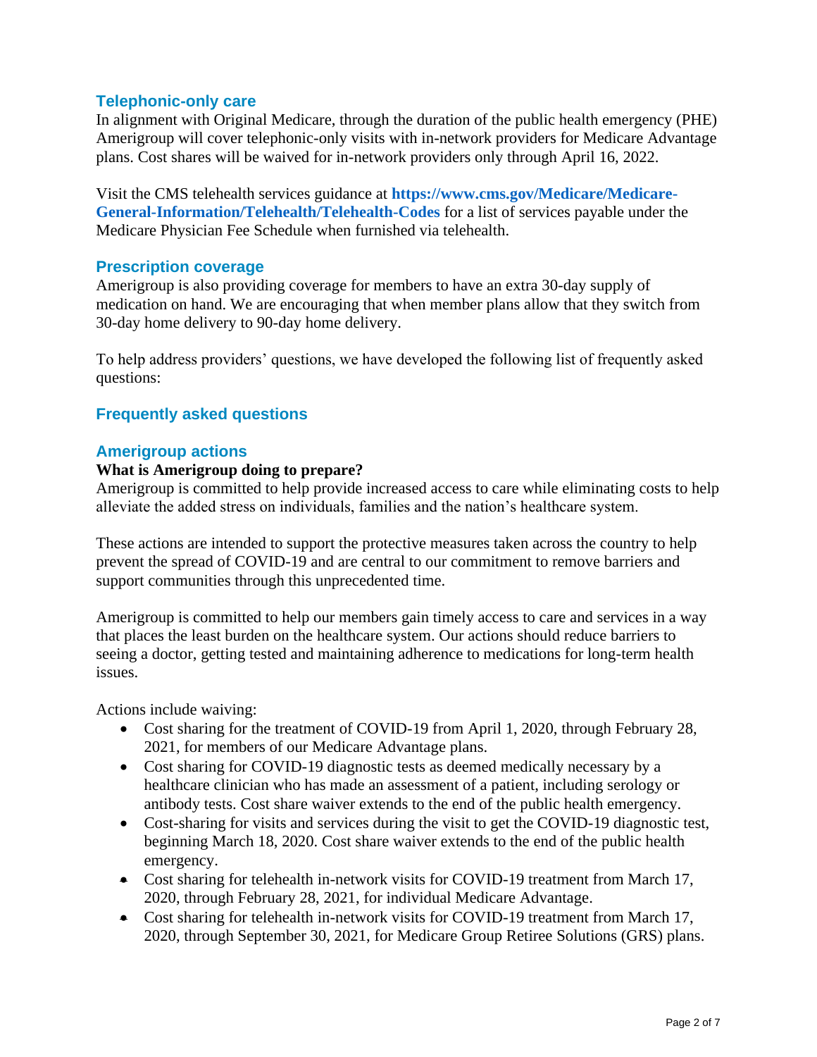## Telephonic-only care

In alignment with Original Medicare, through the duration of the public health emergency (PHE) Amerigroup will cover telephonic-only visits with in-network providers for Medicare Advantage plans. Cost shares will be waived for in-network providers only through April 16, 2022.

Visit the CMS telehealth services guidance at **https://www.cms.gov/Medicare/Medicare-General-Information/Telehealth/Telehealth-Codes** for a list of services payable under the Medicare Physician Fee Schedule when furnished via telehealth.

## Prescription coverage

Amerigroup is also providing coverage for members to have an extra 30-day supply of medication on hand. We are encouraging that when member plans allow that they switch from 30-day home delivery to 90-day home delivery.

To help address providers' questions, we have developed the following list of frequently asked questions:

## Frequently asked questions

## Amerigroup actions

**What is Amerigroup doing to prepare?**

Amerigroup is committed to help provide increased access to care while eliminating costs to help alleviate the added stress on individuals, families and the nation's healthcare system.

These actions are intended to support the protective measures taken across the country to help prevent the spread of COVID-19 and are central to our commitment to remove barriers and support communities through this unprecedented time.

Amerigroup is committed to help our members gain timely access to care and services in a way that places the least burden on the healthcare system. Our actions should reduce barriers to seeing a doctor, getting tested and maintaining adherence to medications for long-term health issues.

Actions include waiving:

- Cost sharing for the treatment of COVID-19 from April 1, 2020, through February 28, 2021, for members of our Medicare Advantage plans.
- Cost sharing for COVID-19 diagnostic tests as deemed medically necessary by a healthcare clinician who has made an assessment of a patient, including serology or antibody tests. Cost share waiver extends to the end of the public health emergency.
- Cost-sharing for visits and services during the visit to get the COVID-19 diagnostic test, beginning March 18, 2020. Cost share waiver extends to the end of the public health emergency.
- Cost sharing for telehealth in-network visits for COVID-19 treatment from March 17, 2020, through February 28, 2021, for individual Medicare Advantage.
- Cost sharing for telehealth in-network visits for COVID-19 treatment from March 17, 2020, through September 30, 2021, for Medicare Group Retiree Solutions (GRS) plans.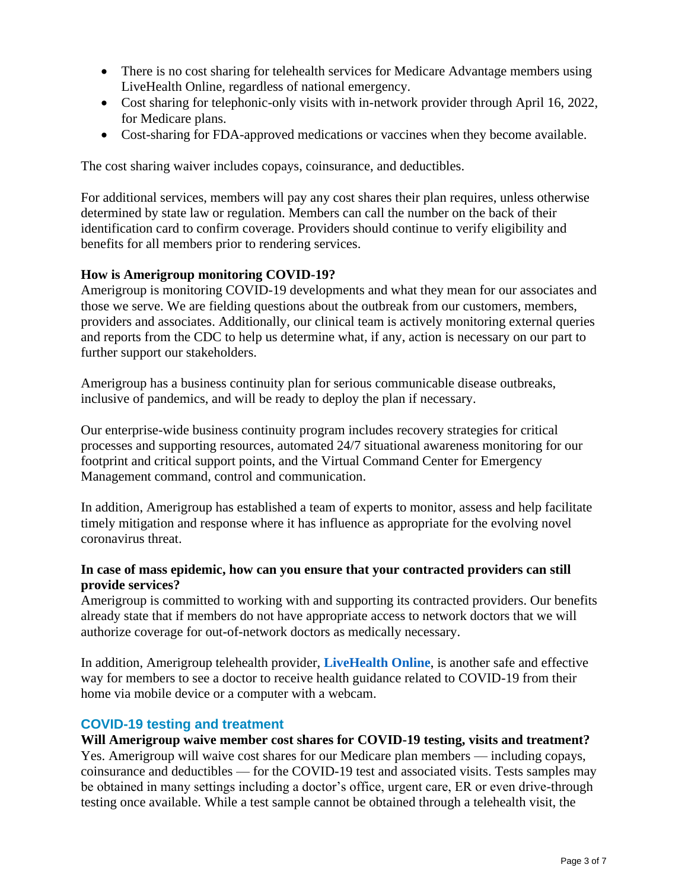- There is no cost sharing for telehealth services for Medicare Advantage members using LiveHealth Online, regardless of national emergency.
- Cost sharing for telephonic-only visits with in-network provider through April 16, 2022, for Medicare plans.
- Cost-sharing for FDA-approved medications or vaccines when they become available.

The cost sharing waiver includes copays, coinsurance, and deductibles.

For additional services, members will pay any cost shares their plan requires, unless otherwise determined by state law or regulation. Members can call the number on the back of their identification card to confirm coverage. Providers should continue to verify eligibility and benefits for all members prior to rendering services.

**How is Amerigroup monitoring COVID-19?**

Amerigroup is monitoring COVID-19 developments and what they mean for our associates and those we serve. We are fielding questions about the outbreak from our customers, members, providers and associates. Additionally, our clinical team is actively monitoring external queries and reports from the CDC to help us determine what, if any, action is necessary on our part to further support our stakeholders.

Amerigroup has a business continuity plan for serious communicable disease outbreaks, inclusive of pandemics, and will be ready to deploy the plan if necessary.

Our enterprise-wide business continuity program includes recovery strategies for critical processes and supporting resources, automated 24/7 situational awareness monitoring for our footprint and critical support points, and the Virtual Command Center for Emergency Management command, control and communication.

In addition, Amerigroup has established a team of experts to monitor, assess and help facilitate timely mitigation and response where it has influence as appropriate for the evolving novel coronavirus threat.

**In case of mass epidemic, how can you ensure that your contracted providers can still provide services?**

Amerigroup is committed to working with and supporting its contracted providers. Our benefits already state that if members do not have appropriate access to network doctors that we will authorize coverage for out-of-network doctors as medically necessary.

In addition, Amerigroup telehealth provider, **LiveHealth Online**, is another safe and effective way for members to see a doctor to receive health guidance related to COVID-19 from their home via mobile device or a computer with a webcam.

## COVID-19 testing and treatment

**Will Amerigroup waive member cost shares for COVID-19 testing, visits and treatment?**

Yes. Amerigroup will waive cost shares for our Medicare plan members — including copays, coinsurance and deductibles — for the COVID-19 test and associated visits. Tests samples may be obtained in many settings including a doctor's office, urgent care, ER or even drive-through testing once available. While a test sample cannot be obtained through a telehealth visit, the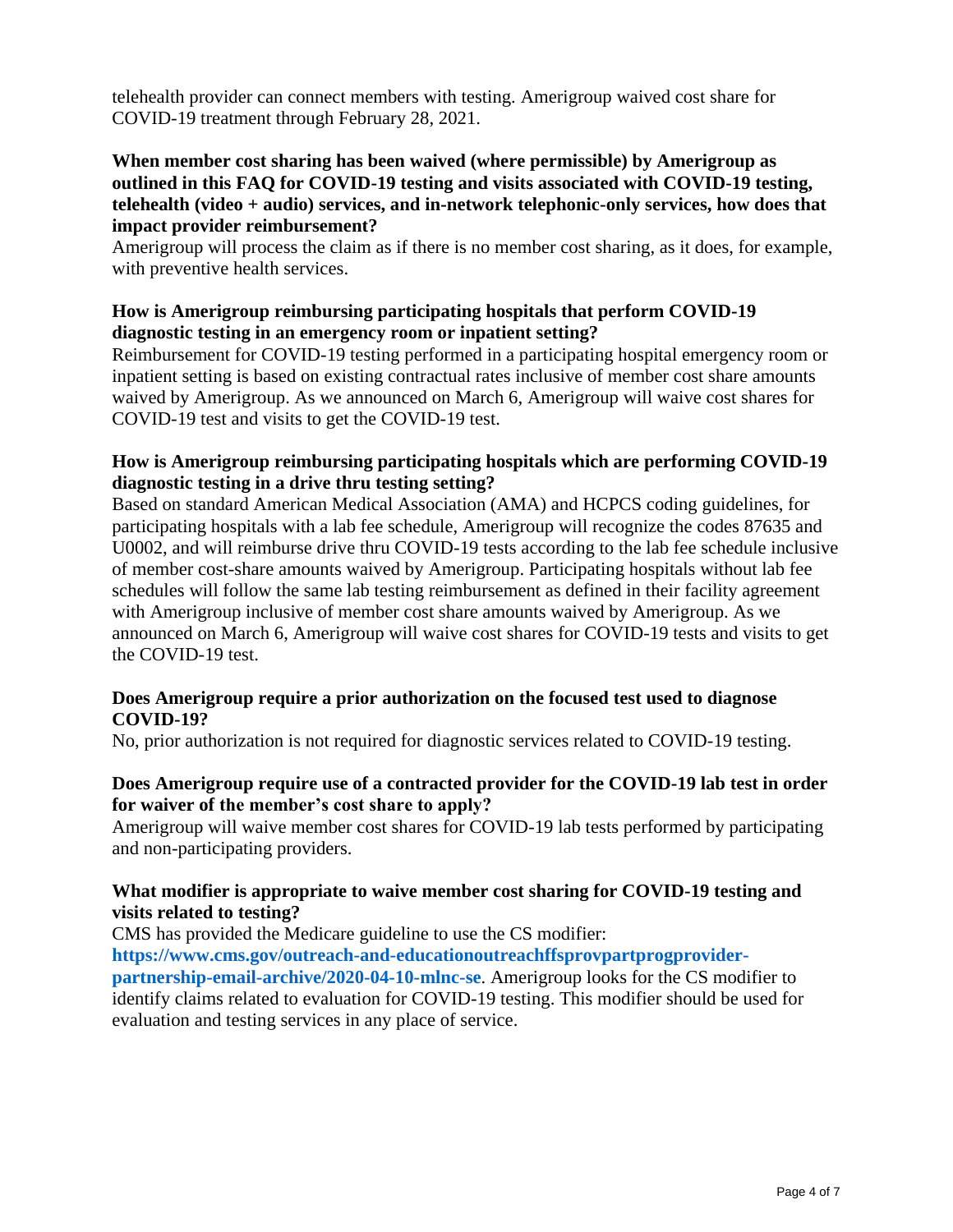telehealth provider can connect members with testing. Amerigroup waived cost share for COVID-19 treatment through February 28, 2021.

**When member cost sharing has been waived (where permissible) by Amerigroup as outlined in this FAQ for COVID-19 testing and visits associated with COVID-19 testing, telehealth (video + audio) services, and in-network telephonic-only services, how does that impact provider reimbursement?**

Amerigroup will process the claim as if there is no member cost sharing, as it does, for example, with preventive health services.

**How is Amerigroup reimbursing participating hospitals that perform COVID-19 diagnostic testing in an emergency room or inpatient setting?**

Reimbursement for COVID-19 testing performed in a participating hospital emergency room or inpatient setting is based on existing contractual rates inclusive of member cost share amounts waived by Amerigroup. As we announced on March 6, Amerigroup will waive cost shares for COVID-19 test and visits to get the COVID-19 test.

**How is Amerigroup reimbursing participating hospitals which are performing COVID-19 diagnostic testing in a drive thru testing setting?**

Based on standard American Medical Association (AMA) and HCPCS coding guidelines, for participating hospitals with a lab fee schedule, Amerigroup will recognize the codes 87635 and U0002, and will reimburse drive thru COVID-19 tests according to the lab fee schedule inclusive of member cost-share amounts waived by Amerigroup. Participating hospitals without lab fee schedules will follow the same lab testing reimbursement as defined in their facility agreement with Amerigroup inclusive of member cost share amounts waived by Amerigroup. As we announced on March 6, Amerigroup will waive cost shares for COVID-19 tests and visits to get the COVID-19 test.

**Does Amerigroup require a prior authorization on the focused test used to diagnose COVID-19?**

No, prior authorization is not required for diagnostic services related to COVID-19 testing.

**Does Amerigroup require use of a contracted provider for the COVID-19 lab test in order for waiver of the member's cost share to apply?**

Amerigroup will waive member cost shares for COVID-19 lab tests performed by participating and non-participating providers.

**What modifier is appropriate to waive member cost sharing for COVID-19 testing and visits related to testing?**

CMS has provided the Medicare guideline to use the CS modifier: **https://www.cms.gov/outreach-and-educationoutreachffsprovpartprogprovider-partnership-email-archive/2020-04-10-mlnc-se**. Amerigroup looks for the CS modifier to identify claims related to evaluation for COVID-19 testing. This modifier should be used for evaluation and testing services in any place of service.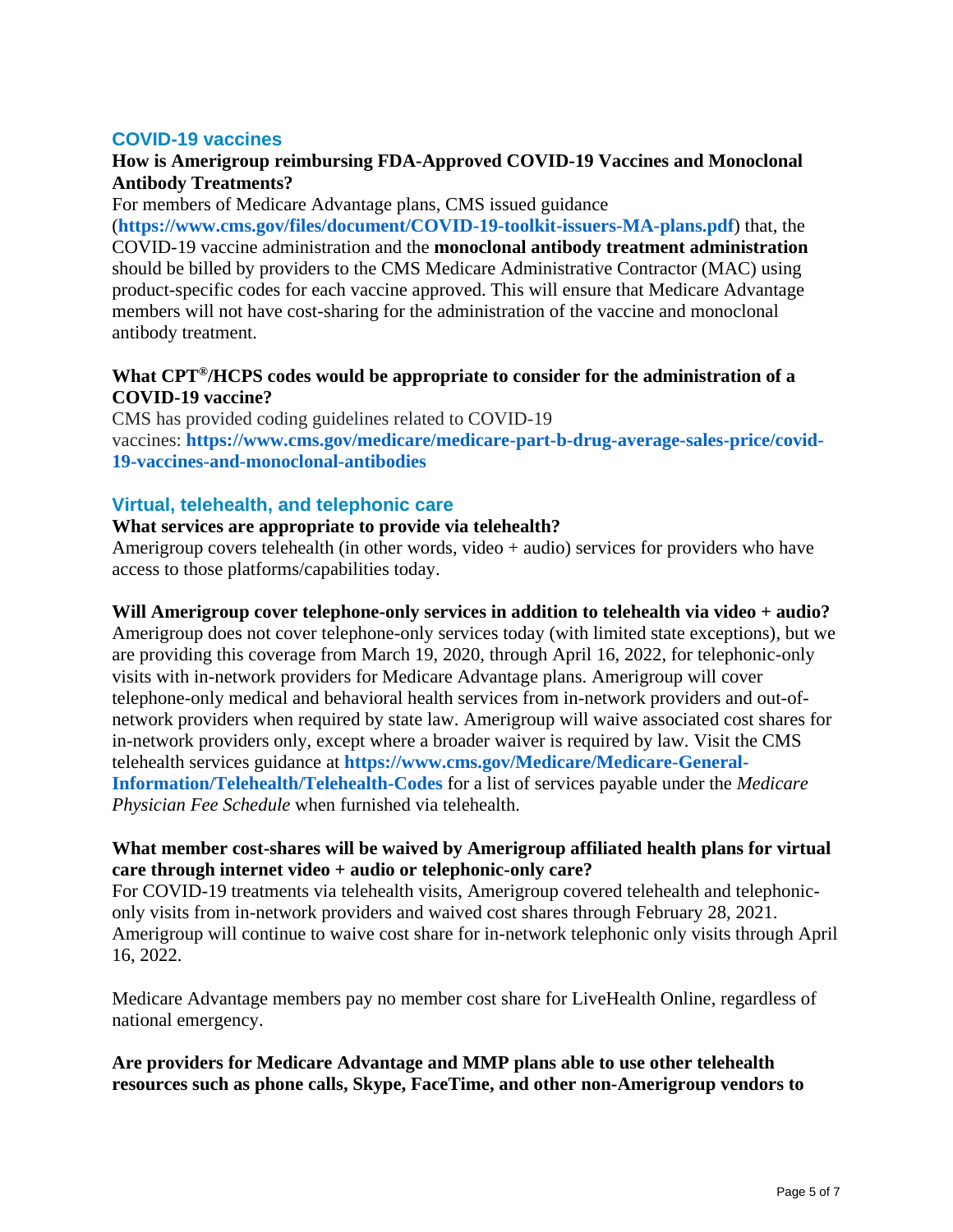## COVID-19 vaccines

**How is Amerigroup reimbursing FDA-Approved COVID-19 Vaccines and Monoclonal Antibody Treatments?**

For members of Medicare Advantage plans, CMS issued guidance (**https://www.cms.gov/files/document/COVID-19-toolkit-issuers-MA-plans.pdf**) that, the COVID-19 vaccine administration and the **monoclonal antibody treatment administration** should be billed by providers to the CMS Medicare Administrative Contractor (MAC) using product-specific codes for each vaccine approved. This will ensure that Medicare Advantage members will not have cost-sharing for the administration of the vaccine and monoclonal antibody treatment.

**What CPT®/HCPS codes would be appropriate to consider for the administration of a COVID-19 vaccine?**

CMS has provided coding guidelines related to COVID-19 vaccines: **https://www.cms.gov/medicare/medicare-part-b-drug-average-sales-price/covid-19-vaccines-and-monoclonal-antibodies**

## Virtual, telehealth, and telephonic care

**What services are appropriate to provide via telehealth?**

Amerigroup covers telehealth (in other words, video + audio) services for providers who have access to those platforms/capabilities today.

**Will Amerigroup cover telephone-only services in addition to telehealth via video + audio?**

Amerigroup does not cover telephone-only services today (with limited state exceptions), but we are providing this coverage from March 19, 2020, through April 16, 2022, for telephonic-only visits with in-network providers for Medicare Advantage plans. Amerigroup will cover telephone-only medical and behavioral health services from in-network providers and out-of-network providers when required by state law. Amerigroup will waive associated cost shares for in-network providers only, except where a broader waiver is required by law. Visit the CMS telehealth services guidance at **https://www.cms.gov/Medicare/Medicare-General-Information/Telehealth/Telehealth-Codes** for a list of services payable under the *Medicare Physician Fee Schedule* when furnished via telehealth.

**What member cost-shares will be waived by Amerigroup affiliated health plans for virtual care through internet video + audio or telephonic-only care?**

For COVID-19 treatments via telehealth visits, Amerigroup covered telehealth and telephonic-only visits from in-network providers and waived cost shares through February 28, 2021. Amerigroup will continue to waive cost share for in-network telephonic only visits through April 16, 2022.

Medicare Advantage members pay no member cost share for LiveHealth Online, regardless of national emergency.

**Are providers for Medicare Advantage and MMP plans able to use other telehealth resources such as phone calls, Skype, FaceTime, and other non-Amerigroup vendors to**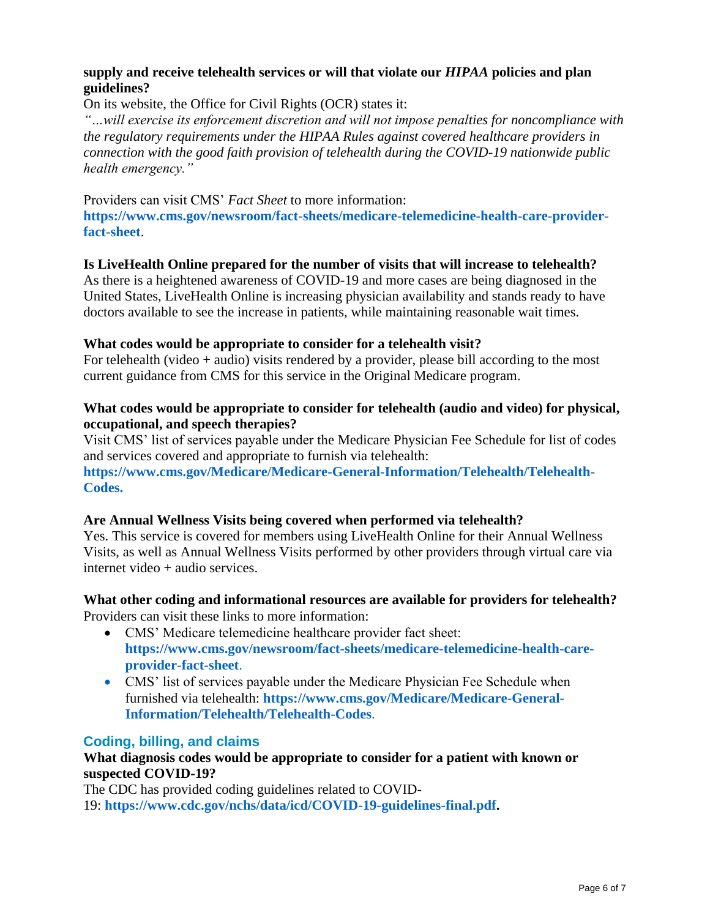**supply and receive telehealth services or will that violate our *HIPAA* policies and plan guidelines?**

On its website, the Office for Civil Rights (OCR) states it:

*"…will exercise its enforcement discretion and will not impose penalties for noncompliance with the regulatory requirements under the HIPAA Rules against covered healthcare providers in connection with the good faith provision of telehealth during the COVID-19 nationwide public health emergency."*

Providers can visit CMS' *Fact Sheet* to more information: **https://www.cms.gov/newsroom/fact-sheets/medicare-telemedicine-health-care-provider-fact-sheet**.

**Is LiveHealth Online prepared for the number of visits that will increase to telehealth?**

As there is a heightened awareness of COVID-19 and more cases are being diagnosed in the United States, LiveHealth Online is increasing physician availability and stands ready to have doctors available to see the increase in patients, while maintaining reasonable wait times.

**What codes would be appropriate to consider for a telehealth visit?**

For telehealth (video + audio) visits rendered by a provider, please bill according to the most current guidance from CMS for this service in the Original Medicare program.

**What codes would be appropriate to consider for telehealth (audio and video) for physical, occupational, and speech therapies?**

Visit CMS' list of services payable under the Medicare Physician Fee Schedule for list of codes and services covered and appropriate to furnish via telehealth: **https://www.cms.gov/Medicare/Medicare-General-Information/Telehealth/Telehealth-Codes.**

**Are Annual Wellness Visits being covered when performed via telehealth?**

Yes. This service is covered for members using LiveHealth Online for their Annual Wellness Visits, as well as Annual Wellness Visits performed by other providers through virtual care via internet video + audio services.

**What other coding and informational resources are available for providers for telehealth?**

Providers can visit these links to more information:

- CMS' Medicare telemedicine healthcare provider fact sheet: **https://www.cms.gov/newsroom/fact-sheets/medicare-telemedicine-health-care-provider-fact-sheet**.
- CMS' list of services payable under the Medicare Physician Fee Schedule when furnished via telehealth: **https://www.cms.gov/Medicare/Medicare-General-Information/Telehealth/Telehealth-Codes**.

## Coding, billing, and claims

**What diagnosis codes would be appropriate to consider for a patient with known or suspected COVID-19?**

The CDC has provided coding guidelines related to COVID-19: **https://www.cdc.gov/nchs/data/icd/COVID-19-guidelines-final.pdf.**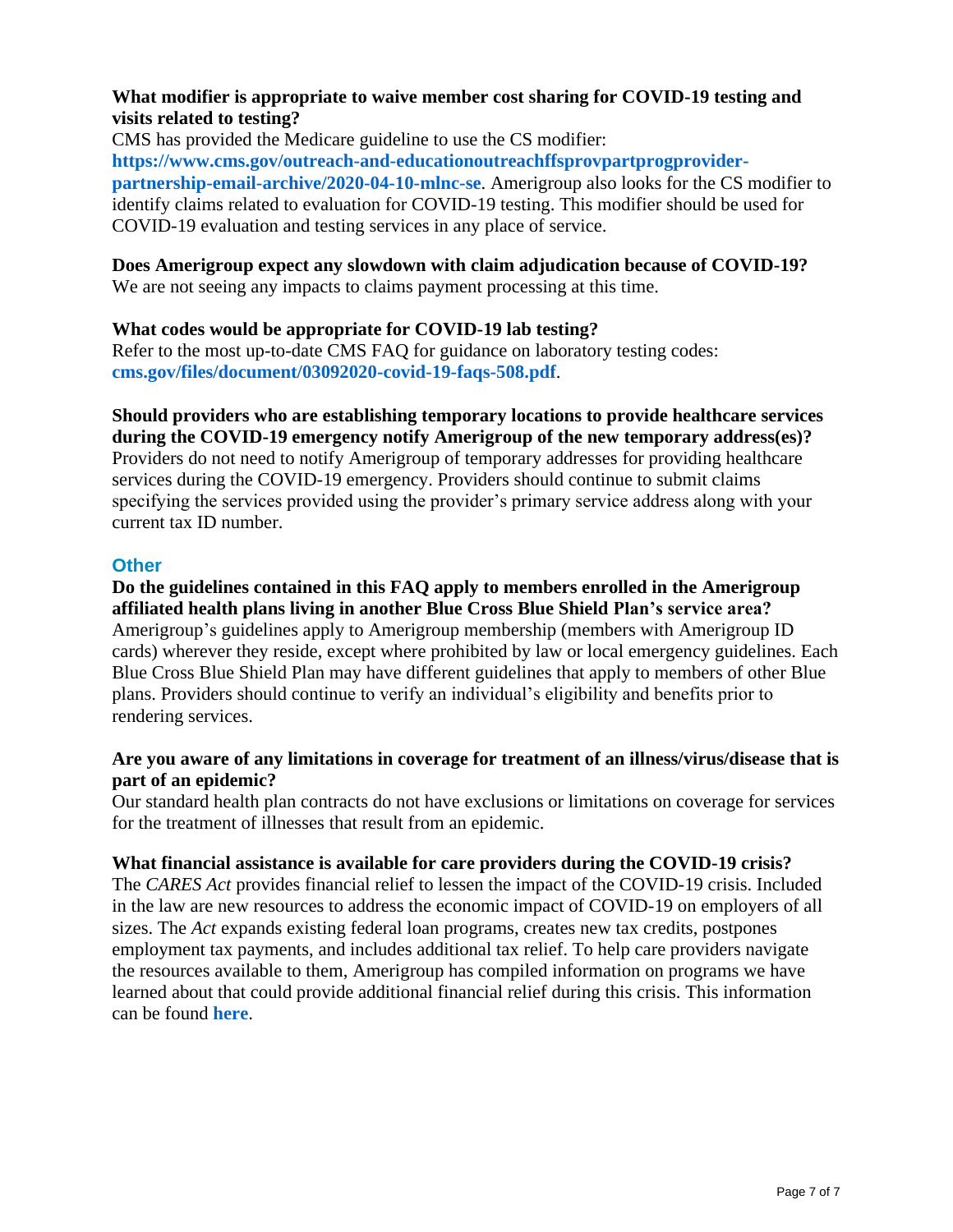**What modifier is appropriate to waive member cost sharing for COVID-19 testing and visits related to testing?**
CMS has provided the Medicare guideline to use the CS modifier: **https://www.cms.gov/outreach-and-educationoutreachffsprovpartprogprovider-partnership-email-archive/2020-04-10-mlnc-se**. Amerigroup also looks for the CS modifier to identify claims related to evaluation for COVID-19 testing. This modifier should be used for COVID-19 evaluation and testing services in any place of service.

**Does Amerigroup expect any slowdown with claim adjudication because of COVID-19?**
We are not seeing any impacts to claims payment processing at this time.

**What codes would be appropriate for COVID-19 lab testing?**
Refer to the most up-to-date CMS FAQ for guidance on laboratory testing codes: **cms.gov/files/document/03092020-covid-19-faqs-508.pdf**.

**Should providers who are establishing temporary locations to provide healthcare services during the COVID-19 emergency notify Amerigroup of the new temporary address(es)?**
Providers do not need to notify Amerigroup of temporary addresses for providing healthcare services during the COVID-19 emergency. Providers should continue to submit claims specifying the services provided using the provider's primary service address along with your current tax ID number.

## Other

**Do the guidelines contained in this FAQ apply to members enrolled in the Amerigroup affiliated health plans living in another Blue Cross Blue Shield Plan's service area?**
Amerigroup's guidelines apply to Amerigroup membership (members with Amerigroup ID cards) wherever they reside, except where prohibited by law or local emergency guidelines. Each Blue Cross Blue Shield Plan may have different guidelines that apply to members of other Blue plans. Providers should continue to verify an individual's eligibility and benefits prior to rendering services.

**Are you aware of any limitations in coverage for treatment of an illness/virus/disease that is part of an epidemic?**
Our standard health plan contracts do not have exclusions or limitations on coverage for services for the treatment of illnesses that result from an epidemic.

**What financial assistance is available for care providers during the COVID-19 crisis?**
The *CARES Act* provides financial relief to lessen the impact of the COVID-19 crisis. Included in the law are new resources to address the economic impact of COVID-19 on employers of all sizes. The *Act* expands existing federal loan programs, creates new tax credits, postpones employment tax payments, and includes additional tax relief. To help care providers navigate the resources available to them, Amerigroup has compiled information on programs we have learned about that could provide additional financial relief during this crisis. This information can be found **here**.